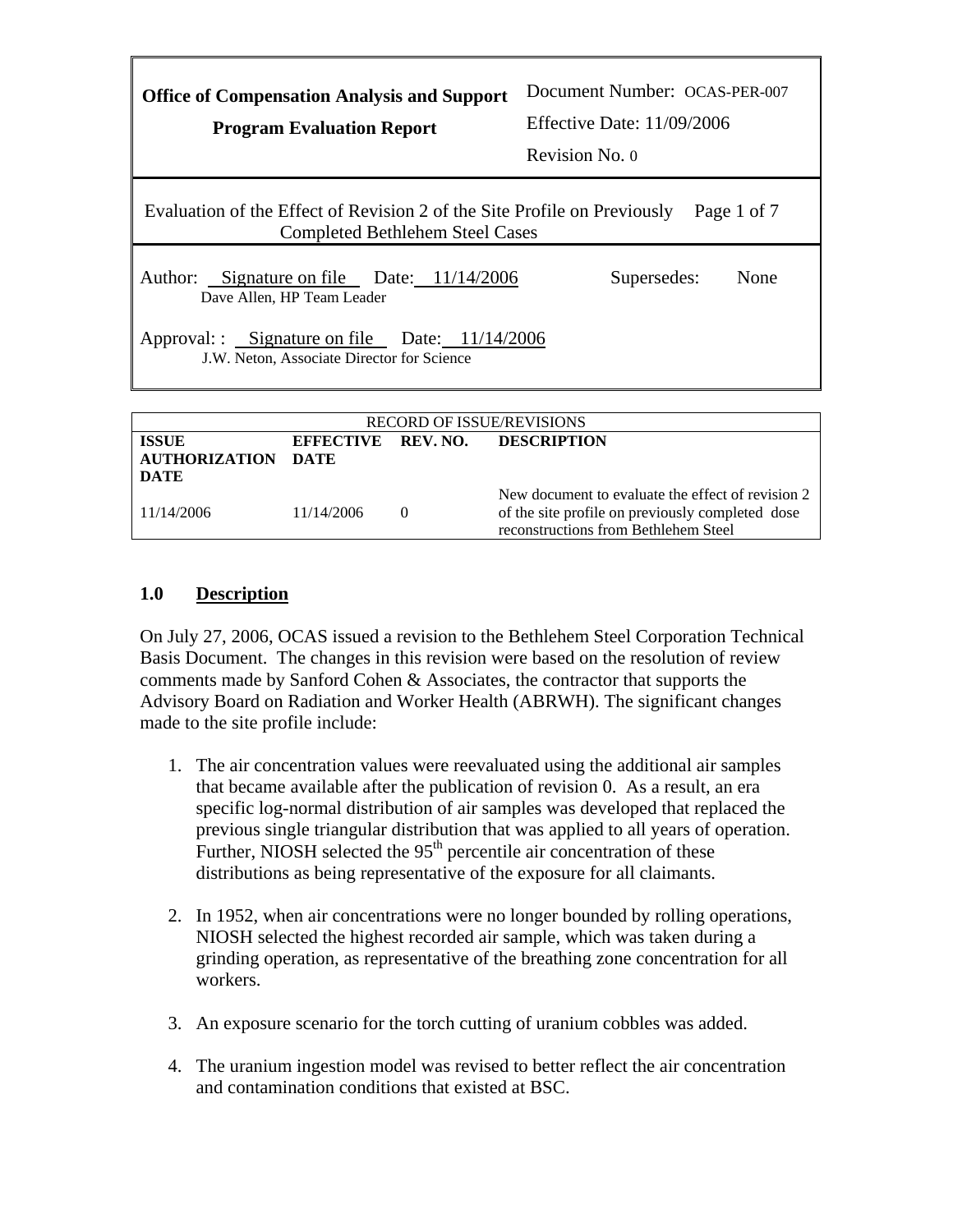| Office of Compensation Analysis and Support<br>Program Evaluation Report | Document Number: OCAS-PER-007<br>Effective Date: 11/09/2006<br>Revision No. 0 |
|---|---|
| Evaluation of the Effect of Revision 2 of the Site Profile on Previously Completed Bethlehem Steel Cases | Page 1 of 7 |
| Author: Signature on file Date: 11/14/2006<br>Dave Allen, HP Team Leader | Supersedes: None |
| Approval: : Signature on file Date: 11/14/2006<br>J.W. Neton, Associate Director for Science | |

| RECORD OF ISSUE/REVISIONS | | | |
|---|---|---|---|
| **ISSUE AUTHORIZATION DATE** | **EFFECTIVE DATE** | **REV. NO.** | **DESCRIPTION** |
| 11/14/2006 | 11/14/2006 | 0 | New document to evaluate the effect of revision 2 of the site profile on previously completed dose reconstructions from Bethlehem Steel |

## 1.0 Description

On July 27, 2006, OCAS issued a revision to the Bethlehem Steel Corporation Technical Basis Document. The changes in this revision were based on the resolution of review comments made by Sanford Cohen & Associates, the contractor that supports the Advisory Board on Radiation and Worker Health (ABRWH). The significant changes made to the site profile include:

1. The air concentration values were reevaluated using the additional air samples that became available after the publication of revision 0. As a result, an era specific log-normal distribution of air samples was developed that replaced the previous single triangular distribution that was applied to all years of operation. Further, NIOSH selected the 95th percentile air concentration of these distributions as being representative of the exposure for all claimants.

2. In 1952, when air concentrations were no longer bounded by rolling operations, NIOSH selected the highest recorded air sample, which was taken during a grinding operation, as representative of the breathing zone concentration for all workers.

3. An exposure scenario for the torch cutting of uranium cobbles was added.

4. The uranium ingestion model was revised to better reflect the air concentration and contamination conditions that existed at BSC.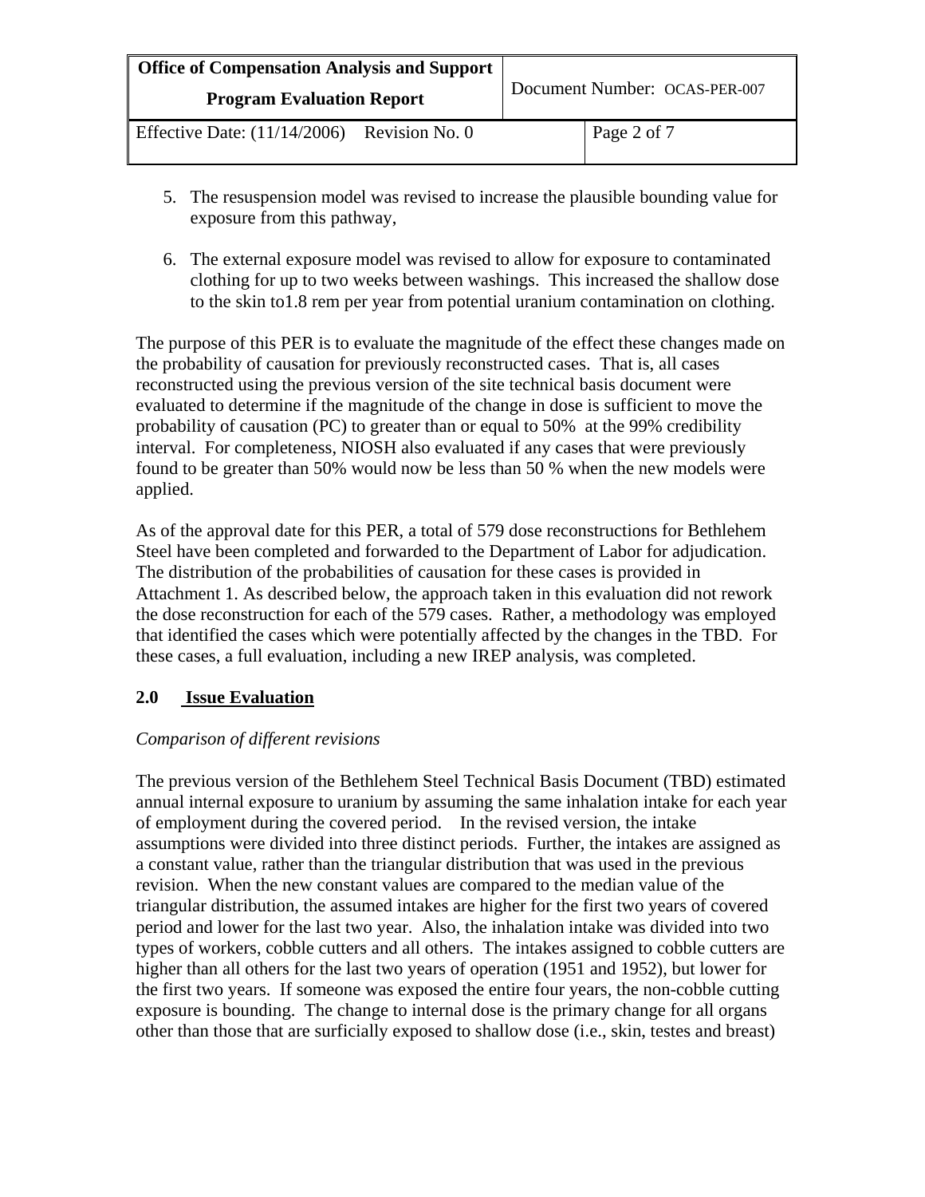5. The resuspension model was revised to increase the plausible bounding value for exposure from this pathway,

6. The external exposure model was revised to allow for exposure to contaminated clothing for up to two weeks between washings. This increased the shallow dose to the skin to1.8 rem per year from potential uranium contamination on clothing.

The purpose of this PER is to evaluate the magnitude of the effect these changes made on the probability of causation for previously reconstructed cases. That is, all cases reconstructed using the previous version of the site technical basis document were evaluated to determine if the magnitude of the change in dose is sufficient to move the probability of causation (PC) to greater than or equal to 50% at the 99% credibility interval. For completeness, NIOSH also evaluated if any cases that were previously found to be greater than 50% would now be less than 50 % when the new models were applied.

As of the approval date for this PER, a total of 579 dose reconstructions for Bethlehem Steel have been completed and forwarded to the Department of Labor for adjudication. The distribution of the probabilities of causation for these cases is provided in Attachment 1. As described below, the approach taken in this evaluation did not rework the dose reconstruction for each of the 579 cases. Rather, a methodology was employed that identified the cases which were potentially affected by the changes in the TBD. For these cases, a full evaluation, including a new IREP analysis, was completed.

## 2.0 Issue Evaluation

*Comparison of different revisions*

The previous version of the Bethlehem Steel Technical Basis Document (TBD) estimated annual internal exposure to uranium by assuming the same inhalation intake for each year of employment during the covered period. In the revised version, the intake assumptions were divided into three distinct periods. Further, the intakes are assigned as a constant value, rather than the triangular distribution that was used in the previous revision. When the new constant values are compared to the median value of the triangular distribution, the assumed intakes are higher for the first two years of covered period and lower for the last two year. Also, the inhalation intake was divided into two types of workers, cobble cutters and all others. The intakes assigned to cobble cutters are higher than all others for the last two years of operation (1951 and 1952), but lower for the first two years. If someone was exposed the entire four years, the non-cobble cutting exposure is bounding. The change to internal dose is the primary change for all organs other than those that are surficially exposed to shallow dose (i.e., skin, testes and breast)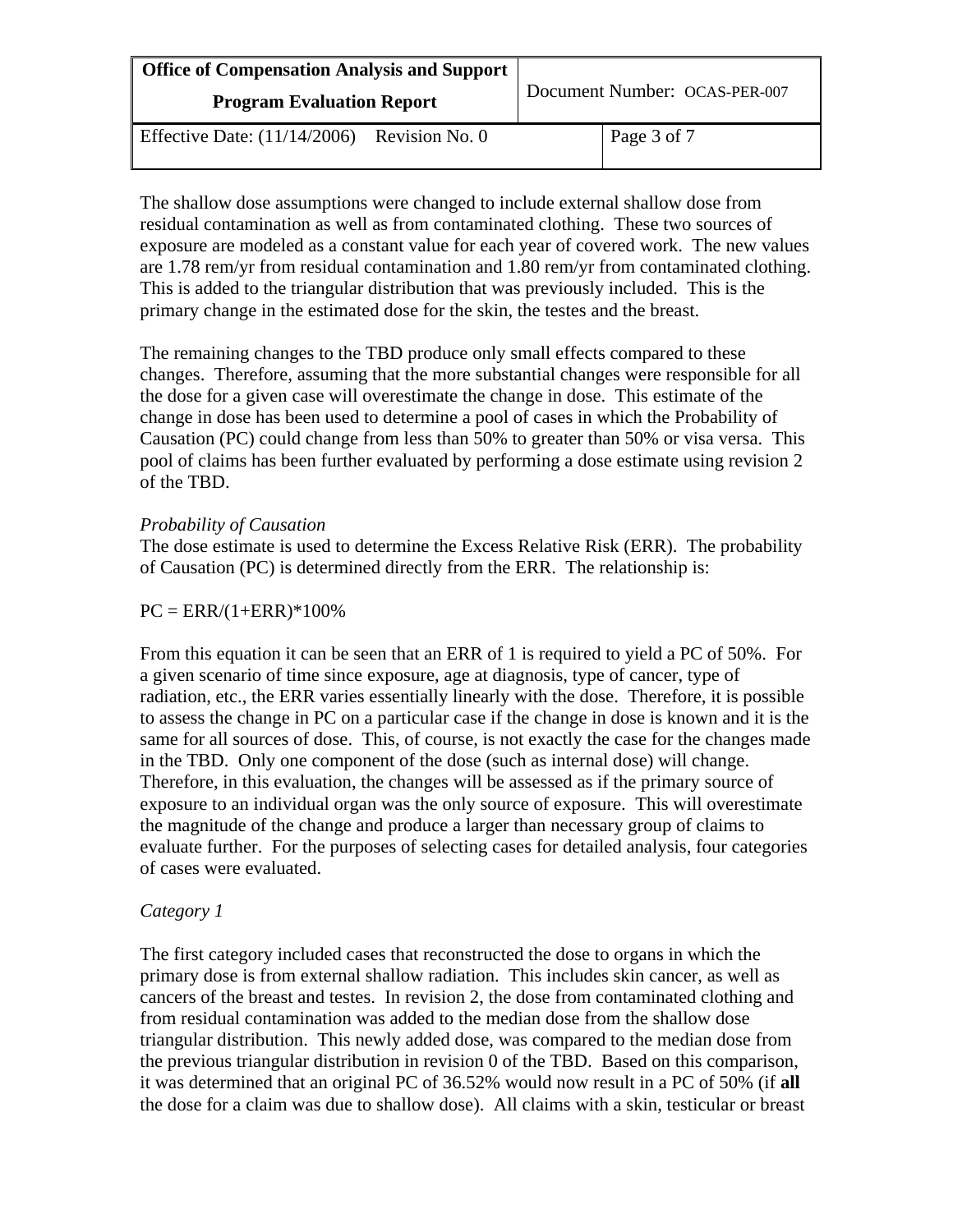The shallow dose assumptions were changed to include external shallow dose from residual contamination as well as from contaminated clothing. These two sources of exposure are modeled as a constant value for each year of covered work. The new values are 1.78 rem/yr from residual contamination and 1.80 rem/yr from contaminated clothing. This is added to the triangular distribution that was previously included. This is the primary change in the estimated dose for the skin, the testes and the breast.

The remaining changes to the TBD produce only small effects compared to these changes. Therefore, assuming that the more substantial changes were responsible for all the dose for a given case will overestimate the change in dose. This estimate of the change in dose has been used to determine a pool of cases in which the Probability of Causation (PC) could change from less than 50% to greater than 50% or visa versa. This pool of claims has been further evaluated by performing a dose estimate using revision 2 of the TBD.

*Probability of Causation*

The dose estimate is used to determine the Excess Relative Risk (ERR). The probability of Causation (PC) is determined directly from the ERR. The relationship is:

$PC = ERR/(1+ERR)*100\%$

From this equation it can be seen that an ERR of 1 is required to yield a PC of 50%. For a given scenario of time since exposure, age at diagnosis, type of cancer, type of radiation, etc., the ERR varies essentially linearly with the dose. Therefore, it is possible to assess the change in PC on a particular case if the change in dose is known and it is the same for all sources of dose. This, of course, is not exactly the case for the changes made in the TBD. Only one component of the dose (such as internal dose) will change. Therefore, in this evaluation, the changes will be assessed as if the primary source of exposure to an individual organ was the only source of exposure. This will overestimate the magnitude of the change and produce a larger than necessary group of claims to evaluate further. For the purposes of selecting cases for detailed analysis, four categories of cases were evaluated.

*Category 1*

The first category included cases that reconstructed the dose to organs in which the primary dose is from external shallow radiation. This includes skin cancer, as well as cancers of the breast and testes. In revision 2, the dose from contaminated clothing and from residual contamination was added to the median dose from the shallow dose triangular distribution. This newly added dose, was compared to the median dose from the previous triangular distribution in revision 0 of the TBD. Based on this comparison, it was determined that an original PC of 36.52% would now result in a PC of 50% (if **all** the dose for a claim was due to shallow dose). All claims with a skin, testicular or breast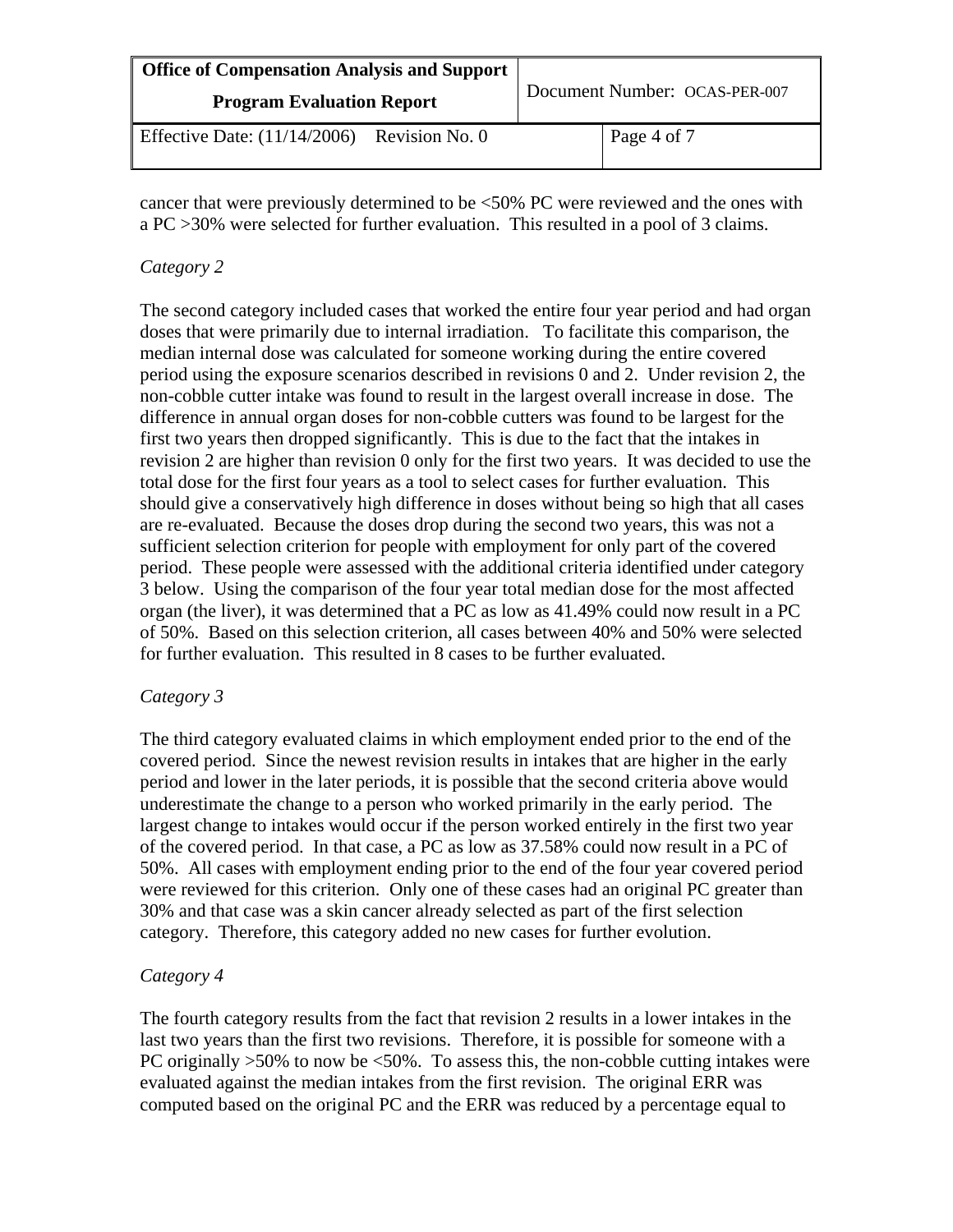cancer that were previously determined to be <50% PC were reviewed and the ones with a PC >30% were selected for further evaluation. This resulted in a pool of 3 claims.

*Category 2*

The second category included cases that worked the entire four year period and had organ doses that were primarily due to internal irradiation. To facilitate this comparison, the median internal dose was calculated for someone working during the entire covered period using the exposure scenarios described in revisions 0 and 2. Under revision 2, the non-cobble cutter intake was found to result in the largest overall increase in dose. The difference in annual organ doses for non-cobble cutters was found to be largest for the first two years then dropped significantly. This is due to the fact that the intakes in revision 2 are higher than revision 0 only for the first two years. It was decided to use the total dose for the first four years as a tool to select cases for further evaluation. This should give a conservatively high difference in doses without being so high that all cases are re-evaluated. Because the doses drop during the second two years, this was not a sufficient selection criterion for people with employment for only part of the covered period. These people were assessed with the additional criteria identified under category 3 below. Using the comparison of the four year total median dose for the most affected organ (the liver), it was determined that a PC as low as 41.49% could now result in a PC of 50%. Based on this selection criterion, all cases between 40% and 50% were selected for further evaluation. This resulted in 8 cases to be further evaluated.

*Category 3*

The third category evaluated claims in which employment ended prior to the end of the covered period. Since the newest revision results in intakes that are higher in the early period and lower in the later periods, it is possible that the second criteria above would underestimate the change to a person who worked primarily in the early period. The largest change to intakes would occur if the person worked entirely in the first two year of the covered period. In that case, a PC as low as 37.58% could now result in a PC of 50%. All cases with employment ending prior to the end of the four year covered period were reviewed for this criterion. Only one of these cases had an original PC greater than 30% and that case was a skin cancer already selected as part of the first selection category. Therefore, this category added no new cases for further evolution.

*Category 4*

The fourth category results from the fact that revision 2 results in a lower intakes in the last two years than the first two revisions. Therefore, it is possible for someone with a PC originally >50% to now be <50%. To assess this, the non-cobble cutting intakes were evaluated against the median intakes from the first revision. The original ERR was computed based on the original PC and the ERR was reduced by a percentage equal to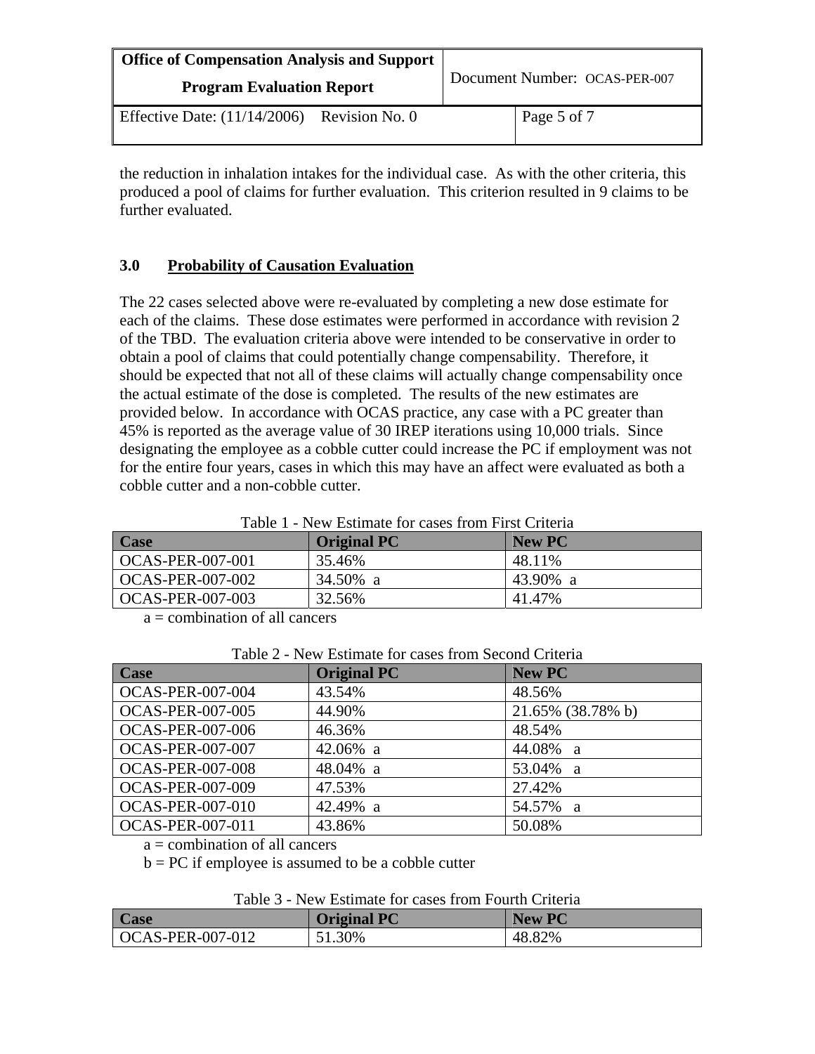the reduction in inhalation intakes for the individual case. As with the other criteria, this produced a pool of claims for further evaluation. This criterion resulted in 9 claims to be further evaluated.

## 3.0 Probability of Causation Evaluation

The 22 cases selected above were re-evaluated by completing a new dose estimate for each of the claims. These dose estimates were performed in accordance with revision 2 of the TBD. The evaluation criteria above were intended to be conservative in order to obtain a pool of claims that could potentially change compensability. Therefore, it should be expected that not all of these claims will actually change compensability once the actual estimate of the dose is completed. The results of the new estimates are provided below. In accordance with OCAS practice, any case with a PC greater than 45% is reported as the average value of 30 IREP iterations using 10,000 trials. Since designating the employee as a cobble cutter could increase the PC if employment was not for the entire four years, cases in which this may have an affect were evaluated as both a cobble cutter and a non-cobble cutter.

Table 1 - New Estimate for cases from First Criteria

| Case | Original PC | New PC |
|---|---|---|
| OCAS-PER-007-001 | 35.46% | 48.11% |
| OCAS-PER-007-002 | 34.50% a | 43.90% a |
| OCAS-PER-007-003 | 32.56% | 41.47% |

a = combination of all cancers

Table 2 - New Estimate for cases from Second Criteria

| Case | Original PC | New PC |
|---|---|---|
| OCAS-PER-007-004 | 43.54% | 48.56% |
| OCAS-PER-007-005 | 44.90% | 21.65% (38.78% b) |
| OCAS-PER-007-006 | 46.36% | 48.54% |
| OCAS-PER-007-007 | 42.06% a | 44.08% a |
| OCAS-PER-007-008 | 48.04% a | 53.04% a |
| OCAS-PER-007-009 | 47.53% | 27.42% |
| OCAS-PER-007-010 | 42.49% a | 54.57% a |
| OCAS-PER-007-011 | 43.86% | 50.08% |

a = combination of all cancers

b = PC if employee is assumed to be a cobble cutter

Table 3 - New Estimate for cases from Fourth Criteria

| Case | Original PC | New PC |
|---|---|---|
| OCAS-PER-007-012 | 51.30% | 48.82% |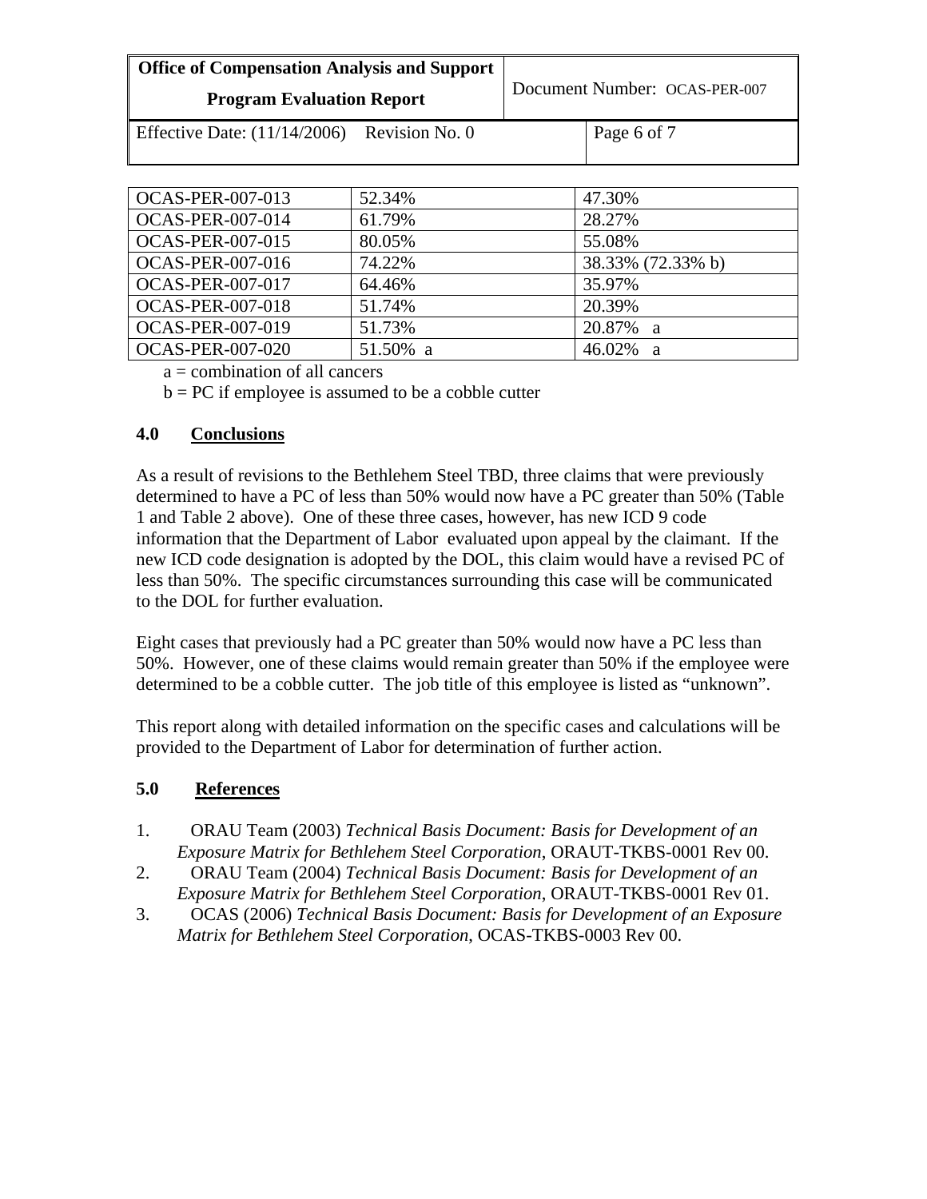| | | |
|---|---|---|
| OCAS-PER-007-013 | 52.34% | 47.30% |
| OCAS-PER-007-014 | 61.79% | 28.27% |
| OCAS-PER-007-015 | 80.05% | 55.08% |
| OCAS-PER-007-016 | 74.22% | 38.33% (72.33% b) |
| OCAS-PER-007-017 | 64.46% | 35.97% |
| OCAS-PER-007-018 | 51.74% | 20.39% |
| OCAS-PER-007-019 | 51.73% | 20.87% a |
| OCAS-PER-007-020 | 51.50% a | 46.02% a |

a = combination of all cancers

b = PC if employee is assumed to be a cobble cutter

## 4.0 Conclusions

As a result of revisions to the Bethlehem Steel TBD, three claims that were previously determined to have a PC of less than 50% would now have a PC greater than 50% (Table 1 and Table 2 above). One of these three cases, however, has new ICD 9 code information that the Department of Labor evaluated upon appeal by the claimant. If the new ICD code designation is adopted by the DOL, this claim would have a revised PC of less than 50%. The specific circumstances surrounding this case will be communicated to the DOL for further evaluation.

Eight cases that previously had a PC greater than 50% would now have a PC less than 50%. However, one of these claims would remain greater than 50% if the employee were determined to be a cobble cutter. The job title of this employee is listed as "unknown".

This report along with detailed information on the specific cases and calculations will be provided to the Department of Labor for determination of further action.

## 5.0 References

1. ORAU Team (2003) *Technical Basis Document: Basis for Development of an Exposure Matrix for Bethlehem Steel Corporation*, ORAUT-TKBS-0001 Rev 00.
2. ORAU Team (2004) *Technical Basis Document: Basis for Development of an Exposure Matrix for Bethlehem Steel Corporation*, ORAUT-TKBS-0001 Rev 01.
3. OCAS (2006) *Technical Basis Document: Basis for Development of an Exposure Matrix for Bethlehem Steel Corporation*, OCAS-TKBS-0003 Rev 00.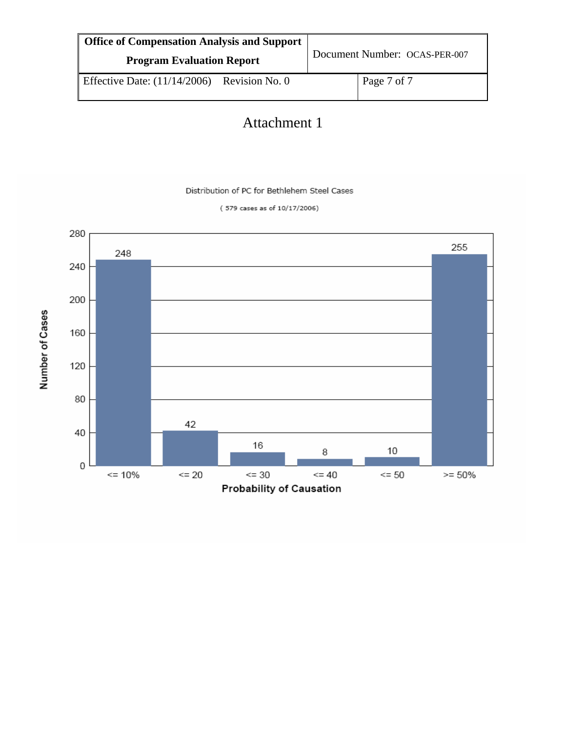# Attachment 1

Distribution of PC for Bethlehem Steel Cases

( 579 cases as of 10/17/2006)

Number of Cases

280
240
200
160
120
80
40
0

248
42
16
8
10
255

<= 10%
<= 20
<= 30
<= 40
<= 50
>= 50%

Probability of Causation